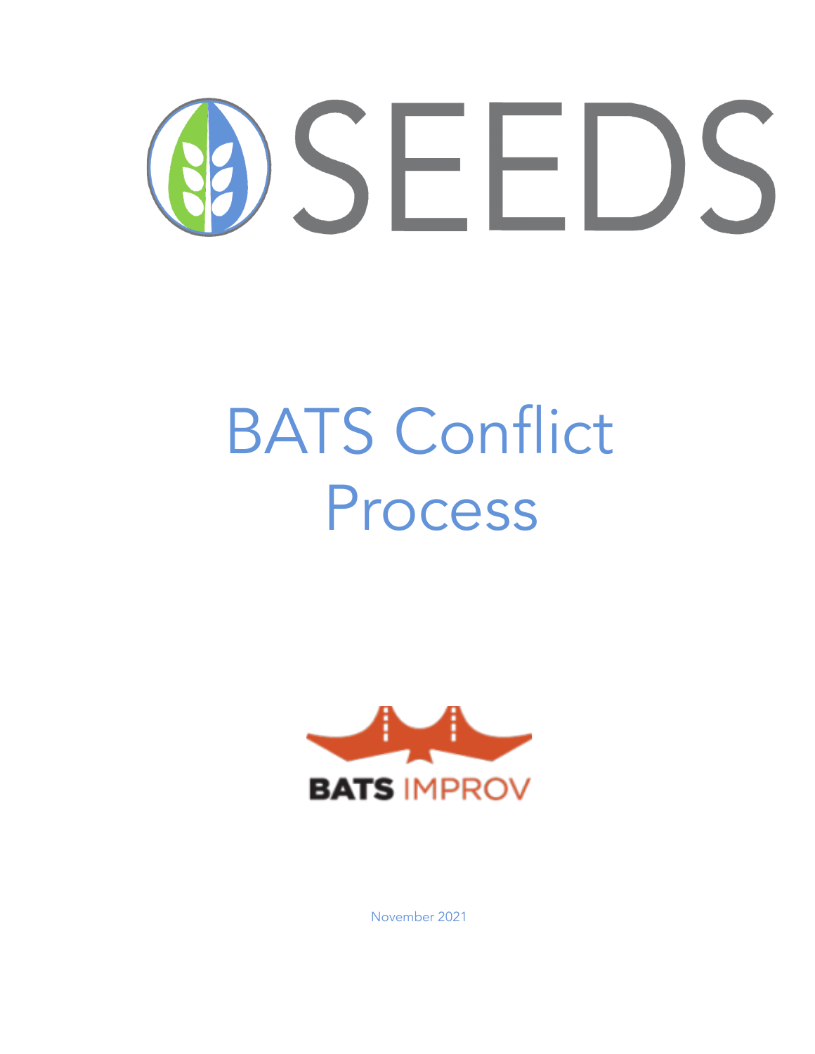SEEDS

# BATS Conflict Process

BATS IMPROV

November 2021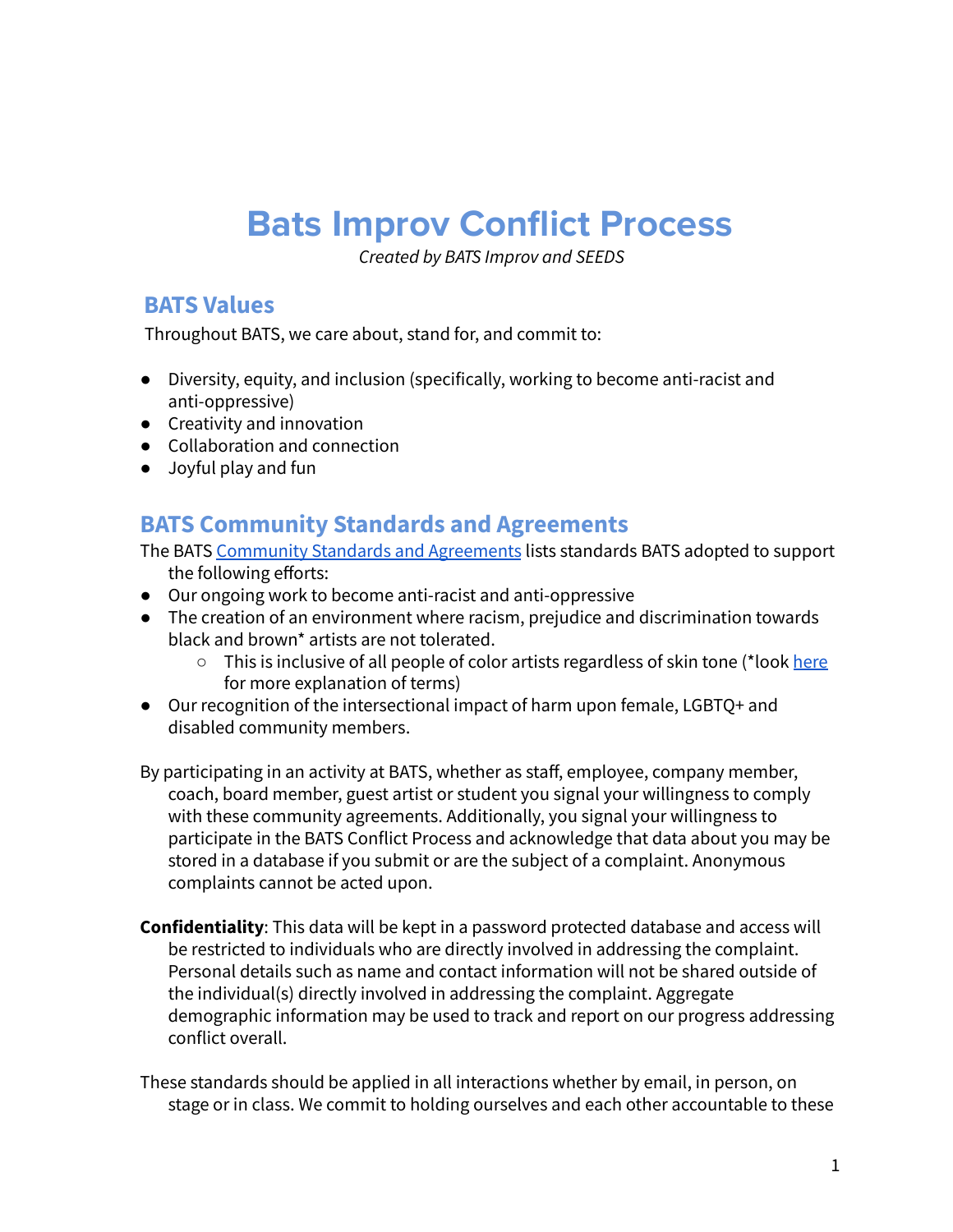# Bats Improv Conflict Process

*Created by BATS Improv and SEEDS*

## BATS Values

Throughout BATS, we care about, stand for, and commit to:

- Diversity, equity, and inclusion (specifically, working to become anti-racist and anti-oppressive)
- Creativity and innovation
- Collaboration and connection
- Joyful play and fun

## BATS Community Standards and Agreements

The BATS [Community Standards and Agreements] lists standards BATS adopted to support the following efforts:

- Our ongoing work to become anti-racist and anti-oppressive
- The creation of an environment where racism, prejudice and discrimination towards black and brown* artists are not tolerated.
  - This is inclusive of all people of color artists regardless of skin tone (*look [here] for more explanation of terms)
- Our recognition of the intersectional impact of harm upon female, LGBTQ+ and disabled community members.

By participating in an activity at BATS, whether as staff, employee, company member, coach, board member, guest artist or student you signal your willingness to comply with these community agreements. Additionally, you signal your willingness to participate in the BATS Conflict Process and acknowledge that data about you may be stored in a database if you submit or are the subject of a complaint. Anonymous complaints cannot be acted upon.

**Confidentiality**: This data will be kept in a password protected database and access will be restricted to individuals who are directly involved in addressing the complaint. Personal details such as name and contact information will not be shared outside of the individual(s) directly involved in addressing the complaint. Aggregate demographic information may be used to track and report on our progress addressing conflict overall.

These standards should be applied in all interactions whether by email, in person, on stage or in class. We commit to holding ourselves and each other accountable to these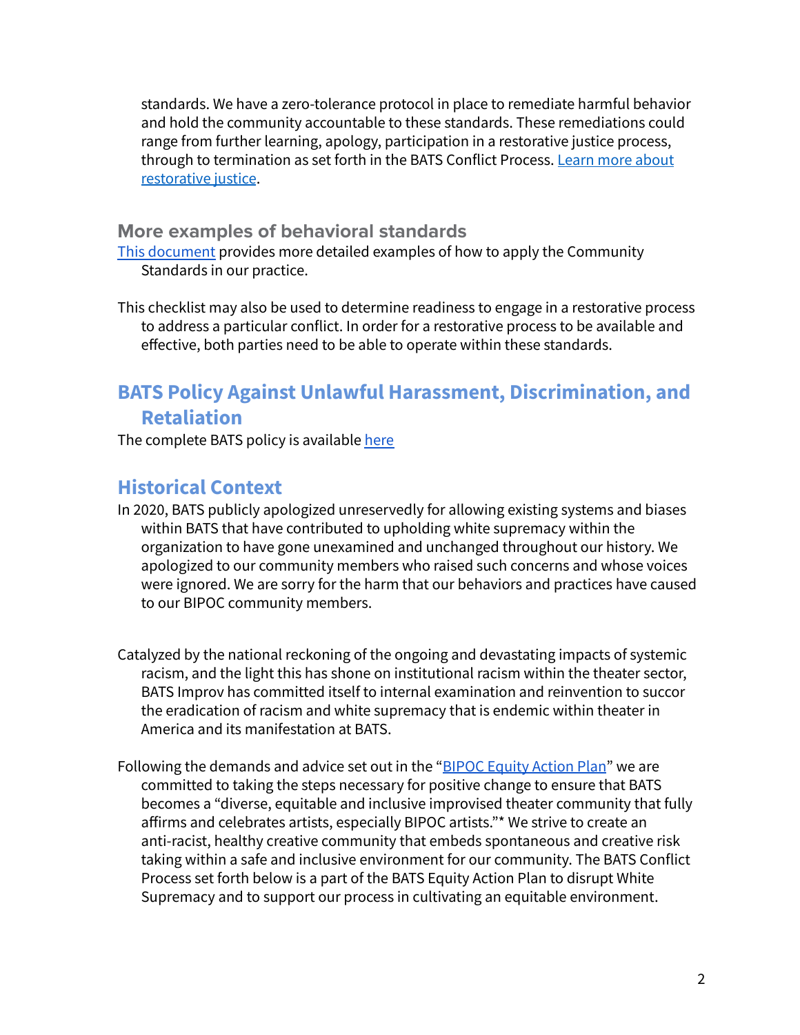standards. We have a zero-tolerance protocol in place to remediate harmful behavior and hold the community accountable to these standards. These remediations could range from further learning, apology, participation in a restorative justice process, through to termination as set forth in the BATS Conflict Process. [Learn more about restorative justice]().

### More examples of behavioral standards

[This document]() provides more detailed examples of how to apply the Community Standards in our practice.

This checklist may also be used to determine readiness to engage in a restorative process to address a particular conflict. In order for a restorative process to be available and effective, both parties need to be able to operate within these standards.

## BATS Policy Against Unlawful Harassment, Discrimination, and Retaliation

The complete BATS policy is available [here]()

## Historical Context

In 2020, BATS publicly apologized unreservedly for allowing existing systems and biases within BATS that have contributed to upholding white supremacy within the organization to have gone unexamined and unchanged throughout our history. We apologized to our community members who raised such concerns and whose voices were ignored. We are sorry for the harm that our behaviors and practices have caused to our BIPOC community members.

Catalyzed by the national reckoning of the ongoing and devastating impacts of systemic racism, and the light this has shone on institutional racism within the theater sector, BATS Improv has committed itself to internal examination and reinvention to succor the eradication of racism and white supremacy that is endemic within theater in America and its manifestation at BATS.

Following the demands and advice set out in the "[BIPOC Equity Action Plan]()" we are committed to taking the steps necessary for positive change to ensure that BATS becomes a "diverse, equitable and inclusive improvised theater community that fully affirms and celebrates artists, especially BIPOC artists."* We strive to create an anti-racist, healthy creative community that embeds spontaneous and creative risk taking within a safe and inclusive environment for our community. The BATS Conflict Process set forth below is a part of the BATS Equity Action Plan to disrupt White Supremacy and to support our process in cultivating an equitable environment.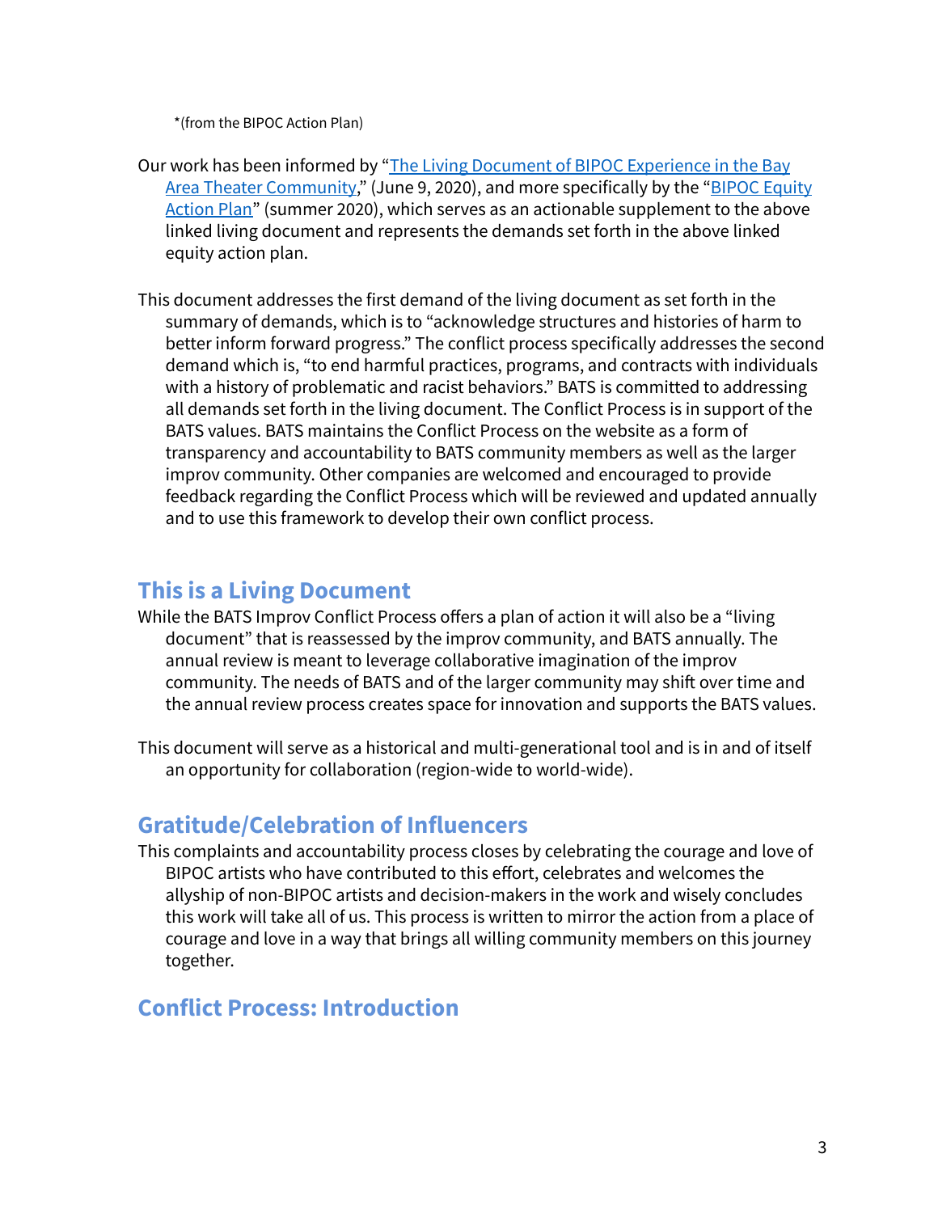*(from the BIPOC Action Plan)

Our work has been informed by "[The Living Document of BIPOC Experience in the Bay Area Theater Community](#)," (June 9, 2020), and more specifically by the "[BIPOC Equity Action Plan](#)" (summer 2020), which serves as an actionable supplement to the above linked living document and represents the demands set forth in the above linked equity action plan.

This document addresses the first demand of the living document as set forth in the summary of demands, which is to "acknowledge structures and histories of harm to better inform forward progress." The conflict process specifically addresses the second demand which is, "to end harmful practices, programs, and contracts with individuals with a history of problematic and racist behaviors." BATS is committed to addressing all demands set forth in the living document. The Conflict Process is in support of the BATS values. BATS maintains the Conflict Process on the website as a form of transparency and accountability to BATS community members as well as the larger improv community. Other companies are welcomed and encouraged to provide feedback regarding the Conflict Process which will be reviewed and updated annually and to use this framework to develop their own conflict process.

## This is a Living Document

While the BATS Improv Conflict Process offers a plan of action it will also be a "living document" that is reassessed by the improv community, and BATS annually. The annual review is meant to leverage collaborative imagination of the improv community. The needs of BATS and of the larger community may shift over time and the annual review process creates space for innovation and supports the BATS values.

This document will serve as a historical and multi-generational tool and is in and of itself an opportunity for collaboration (region-wide to world-wide).

## Gratitude/Celebration of Influencers

This complaints and accountability process closes by celebrating the courage and love of BIPOC artists who have contributed to this effort, celebrates and welcomes the allyship of non-BIPOC artists and decision-makers in the work and wisely concludes this work will take all of us. This process is written to mirror the action from a place of courage and love in a way that brings all willing community members on this journey together.

## Conflict Process: Introduction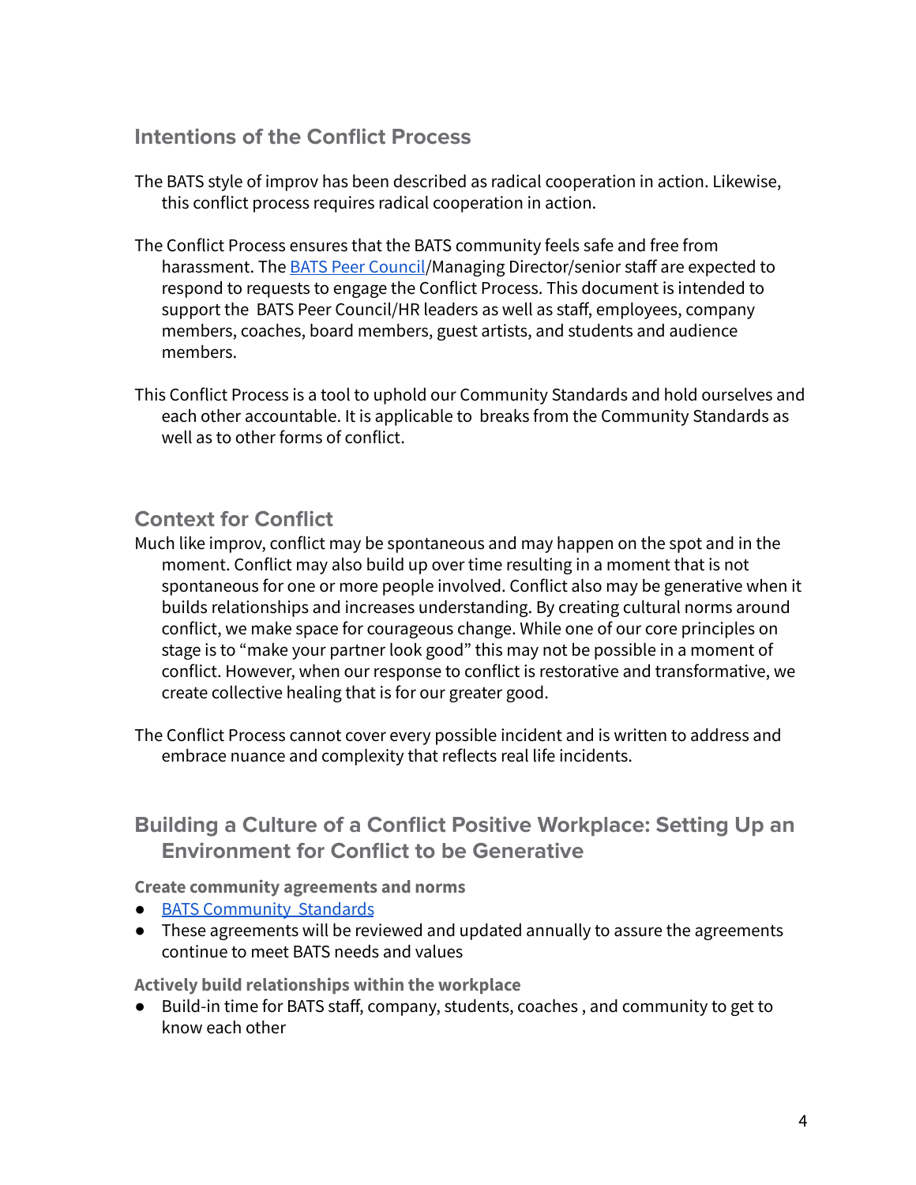## Intentions of the Conflict Process

The BATS style of improv has been described as radical cooperation in action. Likewise, this conflict process requires radical cooperation in action.

The Conflict Process ensures that the BATS community feels safe and free from harassment. The [BATS Peer Council]/Managing Director/senior staff are expected to respond to requests to engage the Conflict Process. This document is intended to support the BATS Peer Council/HR leaders as well as staff, employees, company members, coaches, board members, guest artists, and students and audience members.

This Conflict Process is a tool to uphold our Community Standards and hold ourselves and each other accountable. It is applicable to breaks from the Community Standards as well as to other forms of conflict.

## Context for Conflict

Much like improv, conflict may be spontaneous and may happen on the spot and in the moment. Conflict may also build up over time resulting in a moment that is not spontaneous for one or more people involved. Conflict also may be generative when it builds relationships and increases understanding. By creating cultural norms around conflict, we make space for courageous change. While one of our core principles on stage is to "make your partner look good" this may not be possible in a moment of conflict. However, when our response to conflict is restorative and transformative, we create collective healing that is for our greater good.

The Conflict Process cannot cover every possible incident and is written to address and embrace nuance and complexity that reflects real life incidents.

## Building a Culture of a Conflict Positive Workplace: Setting Up an Environment for Conflict to be Generative

**Create community agreements and norms**

- BATS Community Standards
- These agreements will be reviewed and updated annually to assure the agreements continue to meet BATS needs and values

**Actively build relationships within the workplace**

- Build-in time for BATS staff, company, students, coaches , and community to get to know each other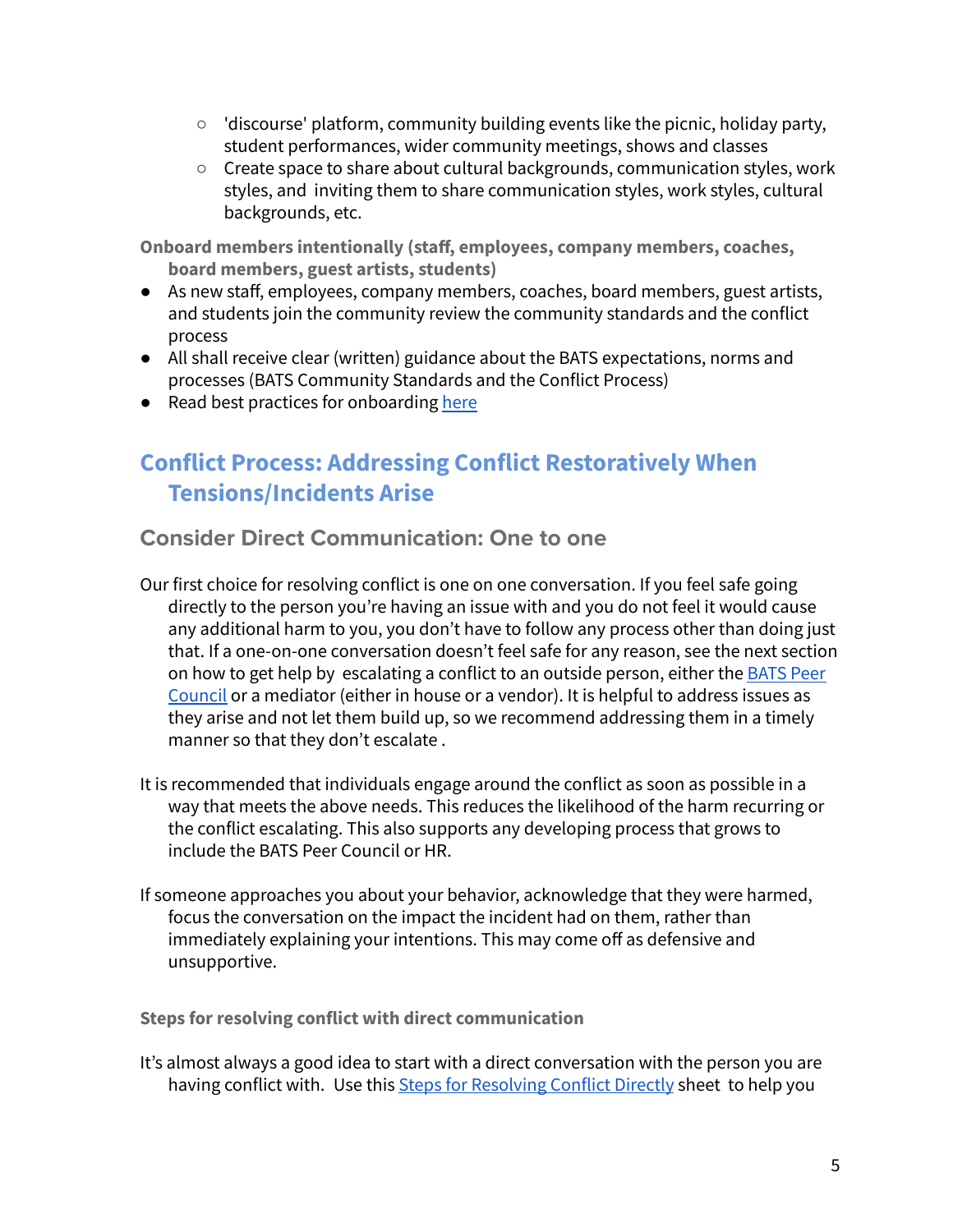- 'discourse' platform, community building events like the picnic, holiday party, student performances, wider community meetings, shows and classes
    - Create space to share about cultural backgrounds, communication styles, work styles, and inviting them to share communication styles, work styles, cultural backgrounds, etc.

**Onboard members intentionally (staff, employees, company members, coaches, board members, guest artists, students)**

- As new staff, employees, company members, coaches, board members, guest artists, and students join the community review the community standards and the conflict process
- All shall receive clear (written) guidance about the BATS expectations, norms and processes (BATS Community Standards and the Conflict Process)
- Read best practices for onboarding [here]

## Conflict Process: Addressing Conflict Restoratively When Tensions/Incidents Arise

### Consider Direct Communication: One to one

Our first choice for resolving conflict is one on one conversation. If you feel safe going directly to the person you're having an issue with and you do not feel it would cause any additional harm to you, you don't have to follow any process other than doing just that. If a one-on-one conversation doesn't feel safe for any reason, see the next section on how to get help by escalating a conflict to an outside person, either the [BATS Peer Council] or a mediator (either in house or a vendor). It is helpful to address issues as they arise and not let them build up, so we recommend addressing them in a timely manner so that they don't escalate .

It is recommended that individuals engage around the conflict as soon as possible in a way that meets the above needs. This reduces the likelihood of the harm recurring or the conflict escalating. This also supports any developing process that grows to include the BATS Peer Council or HR.

If someone approaches you about your behavior, acknowledge that they were harmed, focus the conversation on the impact the incident had on them, rather than immediately explaining your intentions. This may come off as defensive and unsupportive.

#### Steps for resolving conflict with direct communication

It's almost always a good idea to start with a direct conversation with the person you are having conflict with. Use this [Steps for Resolving Conflict Directly] sheet to help you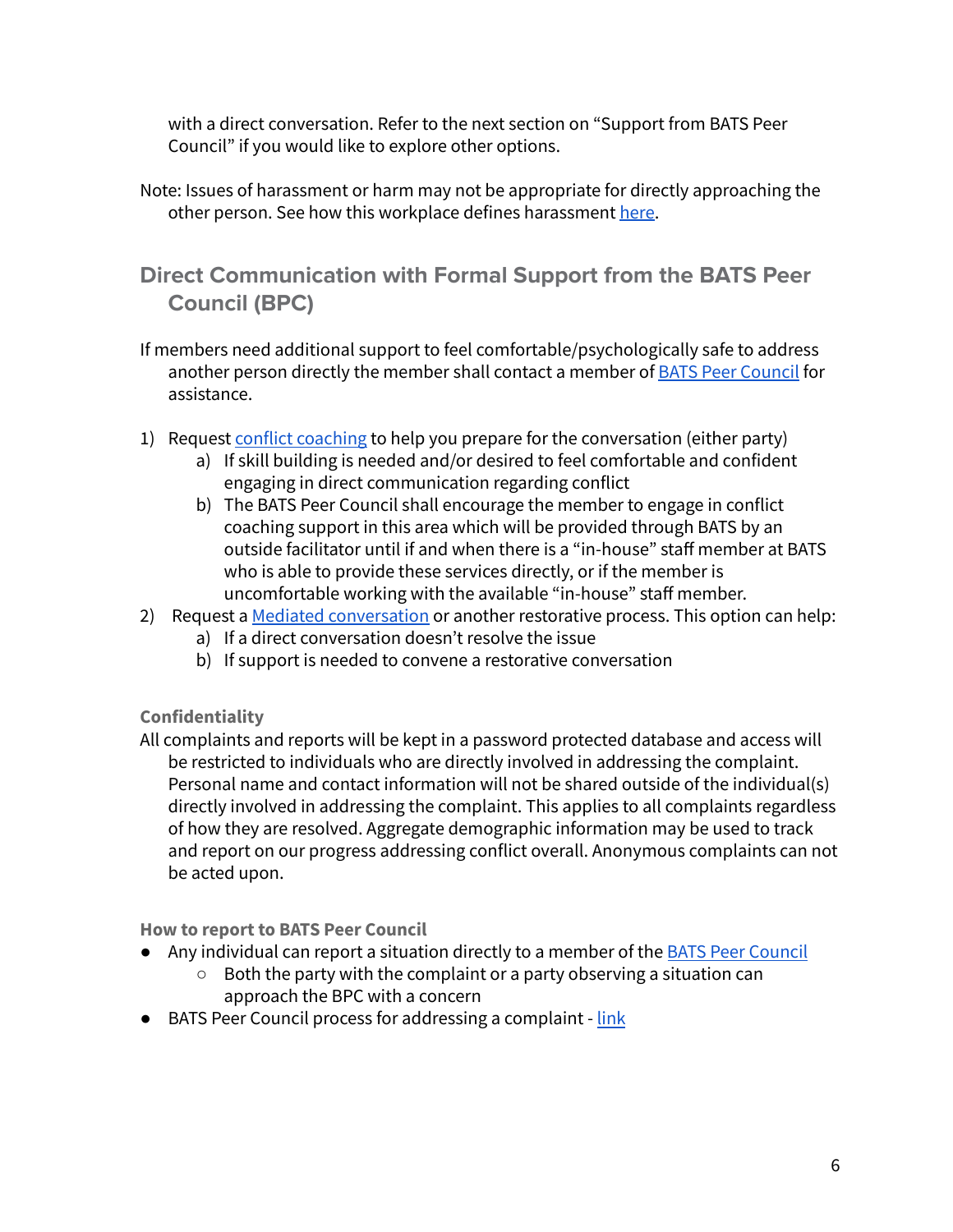with a direct conversation. Refer to the next section on "Support from BATS Peer Council" if you would like to explore other options.

Note: Issues of harassment or harm may not be appropriate for directly approaching the other person. See how this workplace defines harassment [here](#).

## Direct Communication with Formal Support from the BATS Peer Council (BPC)

If members need additional support to feel comfortable/psychologically safe to address another person directly the member shall contact a member of [BATS Peer Council](#) for assistance.

1) Request [conflict coaching](#) to help you prepare for the conversation (either party)
    a) If skill building is needed and/or desired to feel comfortable and confident engaging in direct communication regarding conflict
    b) The BATS Peer Council shall encourage the member to engage in conflict coaching support in this area which will be provided through BATS by an outside facilitator until if and when there is a "in-house" staff member at BATS who is able to provide these services directly, or if the member is uncomfortable working with the available "in-house" staff member.
2) Request a [Mediated conversation](#) or another restorative process. This option can help:
    a) If a direct conversation doesn't resolve the issue
    b) If support is needed to convene a restorative conversation

#### Confidentiality

All complaints and reports will be kept in a password protected database and access will be restricted to individuals who are directly involved in addressing the complaint. Personal name and contact information will not be shared outside of the individual(s) directly involved in addressing the complaint. This applies to all complaints regardless of how they are resolved. Aggregate demographic information may be used to track and report on our progress addressing conflict overall. Anonymous complaints can not be acted upon.

#### How to report to BATS Peer Council

- Any individual can report a situation directly to a member of the [BATS Peer Council](#)
    - Both the party with the complaint or a party observing a situation can approach the BPC with a concern
- BATS Peer Council process for addressing a complaint - [link](#)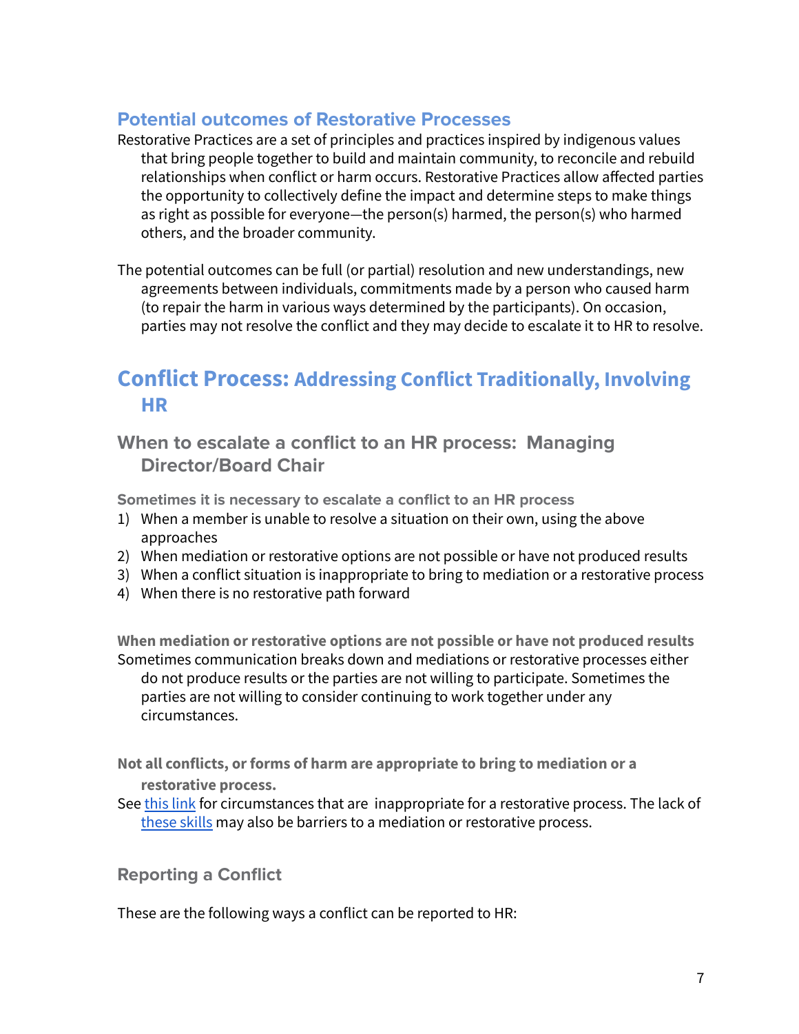### Potential outcomes of Restorative Processes

Restorative Practices are a set of principles and practices inspired by indigenous values that bring people together to build and maintain community, to reconcile and rebuild relationships when conflict or harm occurs. Restorative Practices allow affected parties the opportunity to collectively define the impact and determine steps to make things as right as possible for everyone—the person(s) harmed, the person(s) who harmed others, and the broader community.

The potential outcomes can be full (or partial) resolution and new understandings, new agreements between individuals, commitments made by a person who caused harm (to repair the harm in various ways determined by the participants). On occasion, parties may not resolve the conflict and they may decide to escalate it to HR to resolve.

## Conflict Process: Addressing Conflict Traditionally, Involving HR

### When to escalate a conflict to an HR process: Managing Director/Board Chair

**Sometimes it is necessary to escalate a conflict to an HR process**

1) When a member is unable to resolve a situation on their own, using the above approaches
2) When mediation or restorative options are not possible or have not produced results
3) When a conflict situation is inappropriate to bring to mediation or a restorative process
4) When there is no restorative path forward

**When mediation or restorative options are not possible or have not produced results**

Sometimes communication breaks down and mediations or restorative processes either do not produce results or the parties are not willing to participate. Sometimes the parties are not willing to consider continuing to work together under any circumstances.

**Not all conflicts, or forms of harm are appropriate to bring to mediation or a restorative process.**

See this link for circumstances that are inappropriate for a restorative process. The lack of these skills may also be barriers to a mediation or restorative process.

### Reporting a Conflict

These are the following ways a conflict can be reported to HR: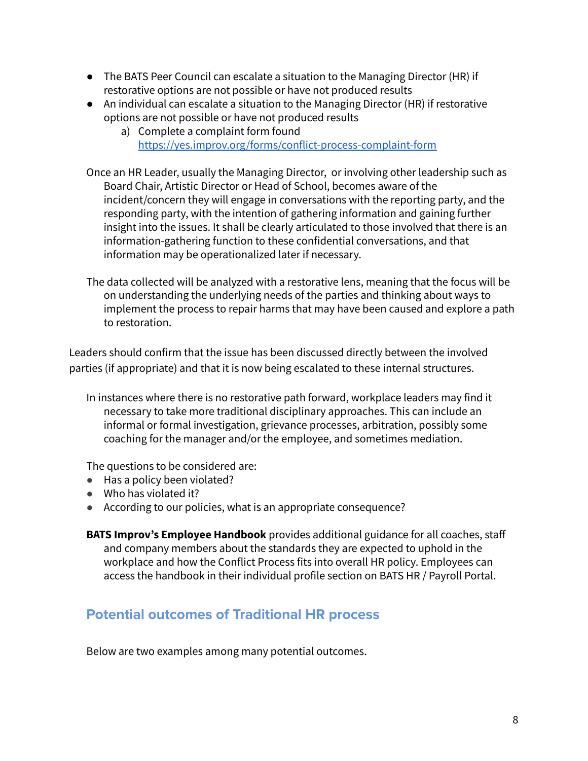- The BATS Peer Council can escalate a situation to the Managing Director (HR) if restorative options are not possible or have not produced results
- An individual can escalate a situation to the Managing Director (HR) if restorative options are not possible or have not produced results
  a) Complete a complaint form found https://yes.improv.org/forms/conflict-process-complaint-form

Once an HR Leader, usually the Managing Director, or involving other leadership such as Board Chair, Artistic Director or Head of School, becomes aware of the incident/concern they will engage in conversations with the reporting party, and the responding party, with the intention of gathering information and gaining further insight into the issues. It shall be clearly articulated to those involved that there is an information-gathering function to these confidential conversations, and that information may be operationalized later if necessary.

The data collected will be analyzed with a restorative lens, meaning that the focus will be on understanding the underlying needs of the parties and thinking about ways to implement the process to repair harms that may have been caused and explore a path to restoration.

Leaders should confirm that the issue has been discussed directly between the involved parties (if appropriate) and that it is now being escalated to these internal structures.

In instances where there is no restorative path forward, workplace leaders may find it necessary to take more traditional disciplinary approaches. This can include an informal or formal investigation, grievance processes, arbitration, possibly some coaching for the manager and/or the employee, and sometimes mediation.

The questions to be considered are:

- Has a policy been violated?
- Who has violated it?
- According to our policies, what is an appropriate consequence?

**BATS Improv's Employee Handbook** provides additional guidance for all coaches, staff and company members about the standards they are expected to uphold in the workplace and how the Conflict Process fits into overall HR policy. Employees can access the handbook in their individual profile section on BATS HR / Payroll Portal.

## Potential outcomes of Traditional HR process

Below are two examples among many potential outcomes.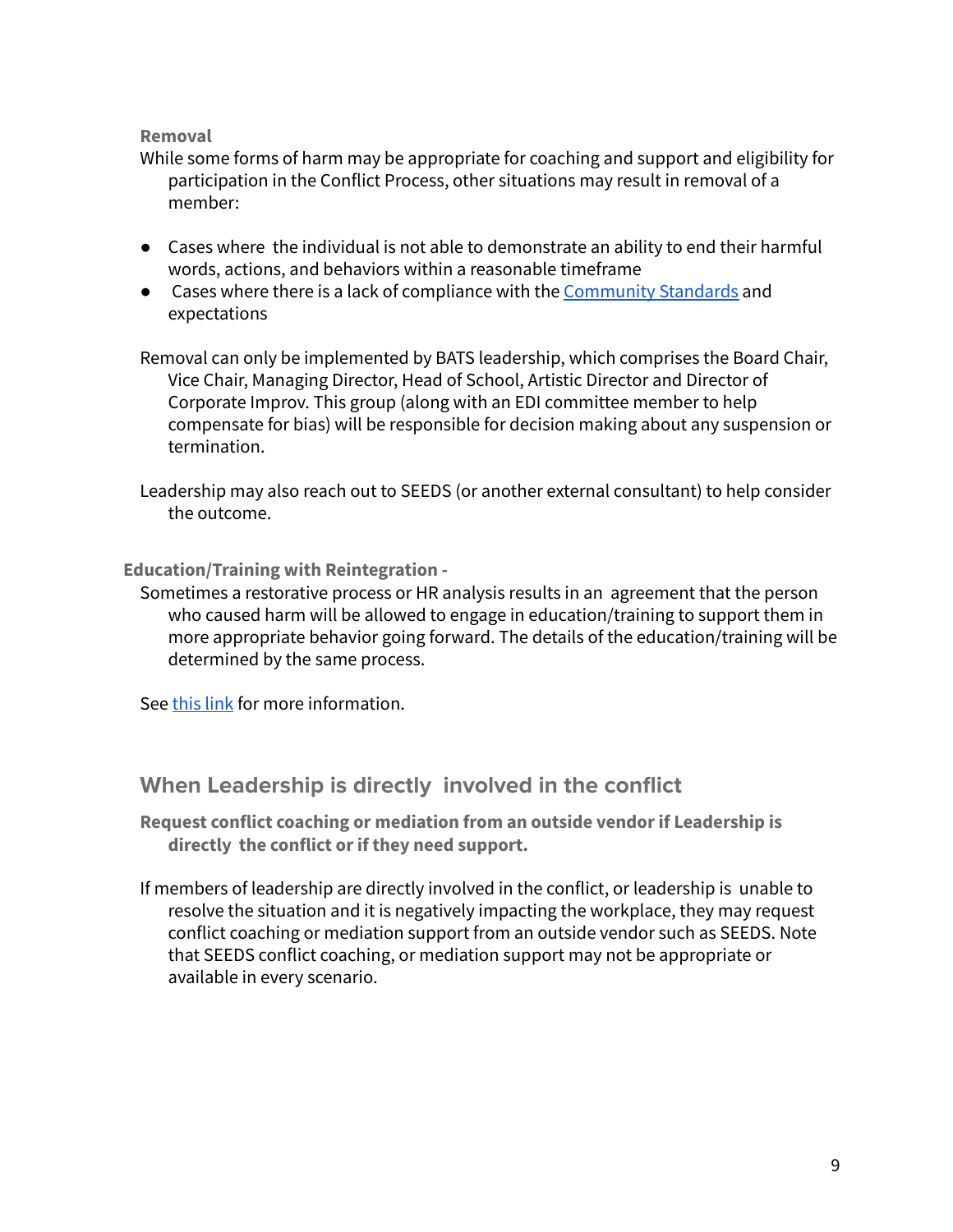### Removal

While some forms of harm may be appropriate for coaching and support and eligibility for participation in the Conflict Process, other situations may result in removal of a member:

- Cases where the individual is not able to demonstrate an ability to end their harmful words, actions, and behaviors within a reasonable timeframe
- Cases where there is a lack of compliance with the [Community Standards]() and expectations

Removal can only be implemented by BATS leadership, which comprises the Board Chair, Vice Chair, Managing Director, Head of School, Artistic Director and Director of Corporate Improv. This group (along with an EDI committee member to help compensate for bias) will be responsible for decision making about any suspension or termination.

Leadership may also reach out to SEEDS (or another external consultant) to help consider the outcome.

### Education/Training with Reintegration -

Sometimes a restorative process or HR analysis results in an agreement that the person who caused harm will be allowed to engage in education/training to support them in more appropriate behavior going forward. The details of the education/training will be determined by the same process.

See [this link]() for more information.

## When Leadership is directly involved in the conflict

### Request conflict coaching or mediation from an outside vendor if Leadership is directly the conflict or if they need support.

If members of leadership are directly involved in the conflict, or leadership is unable to resolve the situation and it is negatively impacting the workplace, they may request conflict coaching or mediation support from an outside vendor such as SEEDS. Note that SEEDS conflict coaching, or mediation support may not be appropriate or available in every scenario.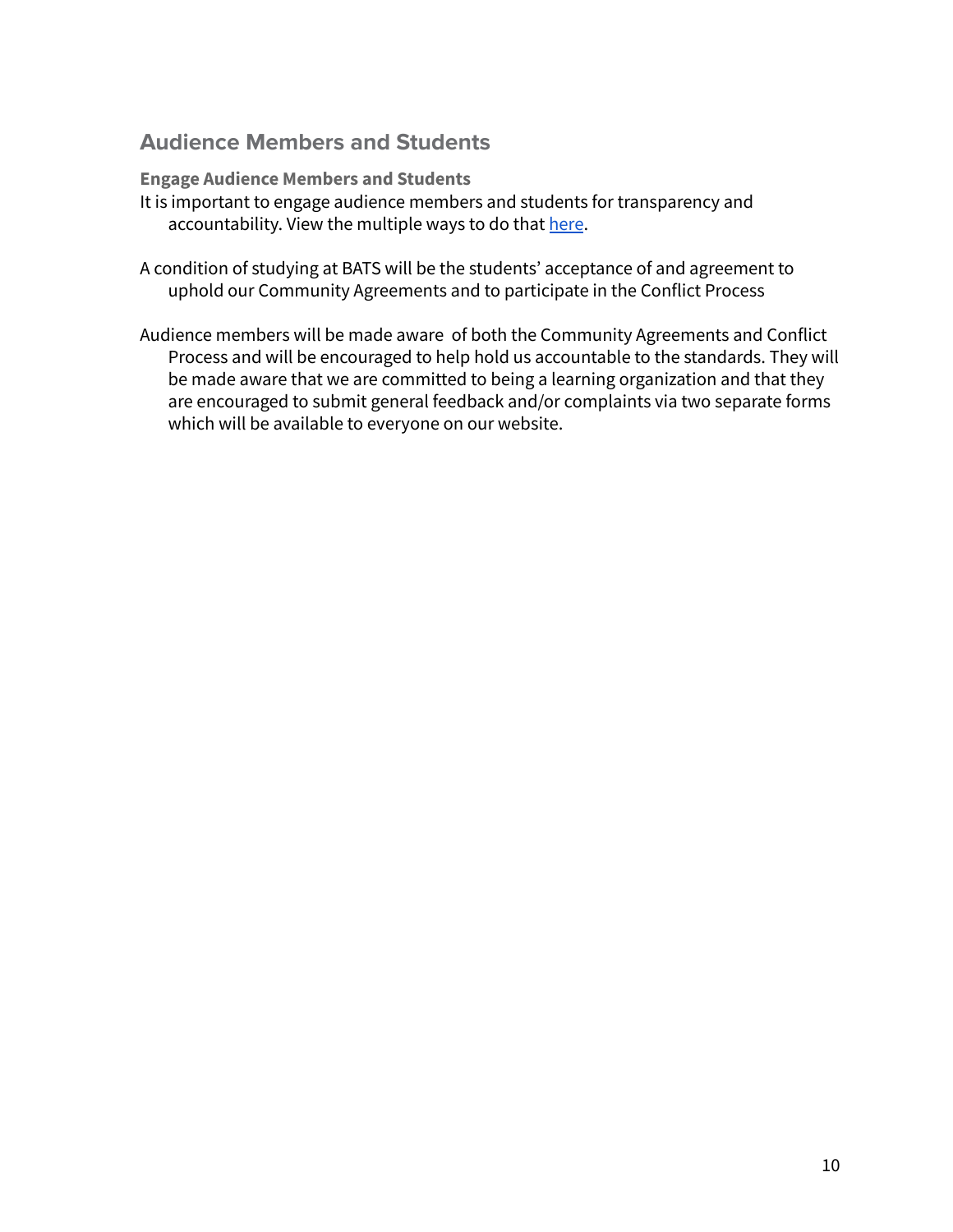## Audience Members and Students

### Engage Audience Members and Students

It is important to engage audience members and students for transparency and accountability. View the multiple ways to do that here.

A condition of studying at BATS will be the students' acceptance of and agreement to uphold our Community Agreements and to participate in the Conflict Process

Audience members will be made aware of both the Community Agreements and Conflict Process and will be encouraged to help hold us accountable to the standards. They will be made aware that we are committed to being a learning organization and that they are encouraged to submit general feedback and/or complaints via two separate forms which will be available to everyone on our website.